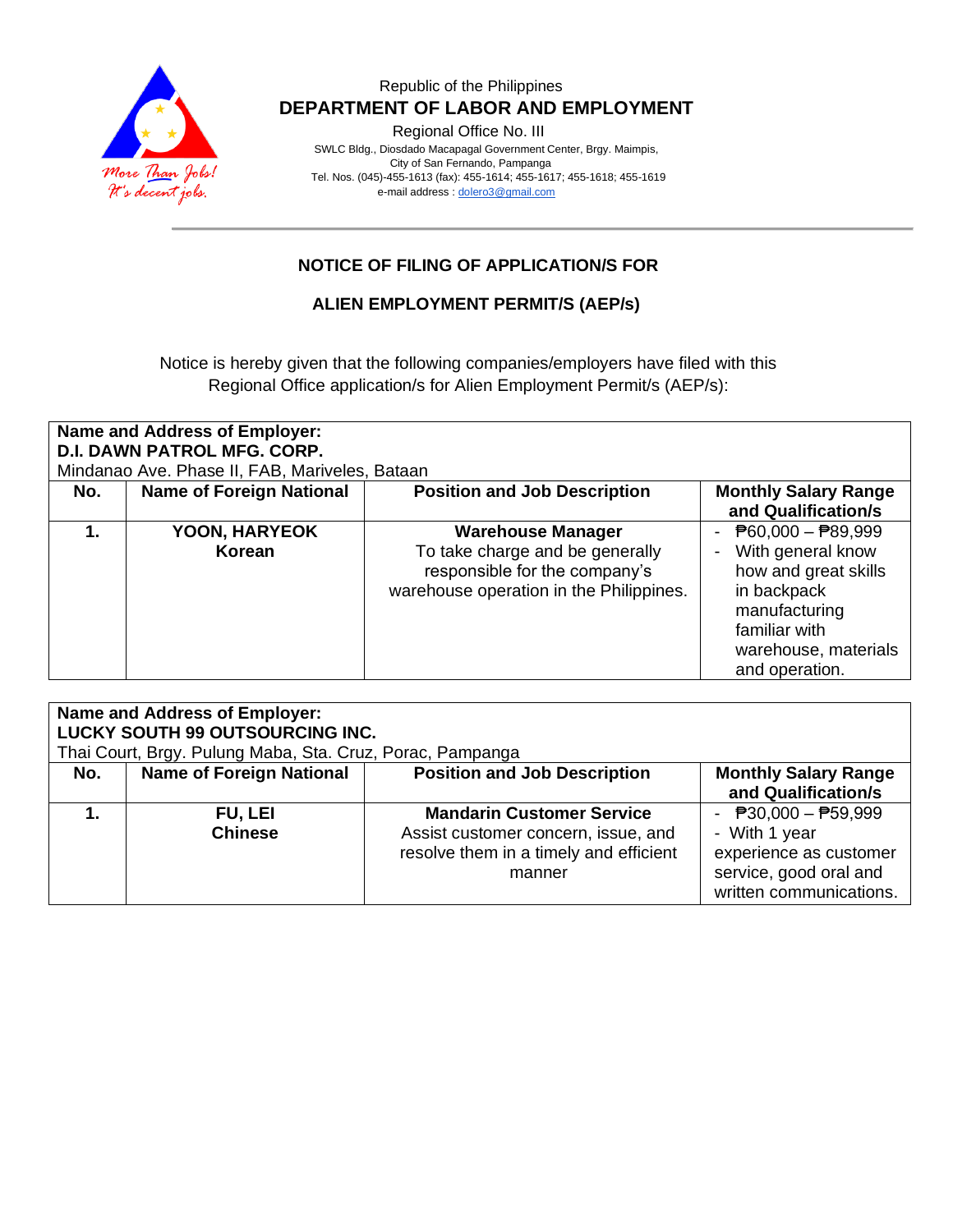Republic of the Philippines

**DEPARTMENT OF LABOR AND EMPLOYMENT**

Regional Office No. III

SWLC Bldg., Diosdado Macapagal Government Center, Brgy. Maimpis,
City of San Fernando, Pampanga
Tel. Nos. (045)-455-1613 (fax): 455-1614; 455-1617; 455-1618; 455-1619
e-mail address : dolero3@gmail.com

## NOTICE OF FILING OF APPLICATION/S FOR

## ALIEN EMPLOYMENT PERMIT/S (AEP/s)

Notice is hereby given that the following companies/employers have filed with this Regional Office application/s for Alien Employment Permit/s (AEP/s):

**Name and Address of Employer:**
**D.I. DAWN PATROL MFG. CORP.**
Mindanao Ave. Phase II, FAB, Mariveles, Bataan

| No. | Name of Foreign National | Position and Job Description | Monthly Salary Range and Qualification/s |
|---|---|---|---|
| **1.** | **YOON, HARYEOK**<br>**Korean** | **Warehouse Manager**<br>To take charge and be generally responsible for the company's warehouse operation in the Philippines. | - ₱60,000 – ₱89,999<br>- With general know how and great skills in backpack manufacturing familiar with warehouse, materials and operation. |

**Name and Address of Employer:**
**LUCKY SOUTH 99 OUTSOURCING INC.**
Thai Court, Brgy. Pulung Maba, Sta. Cruz, Porac, Pampanga

| No. | Name of Foreign National | Position and Job Description | Monthly Salary Range and Qualification/s |
|---|---|---|---|
| **1.** | **FU, LEI**<br>**Chinese** | **Mandarin Customer Service**<br>Assist customer concern, issue, and resolve them in a timely and efficient manner | - ₱30,000 – ₱59,999<br>- With 1 year experience as customer service, good oral and written communications. |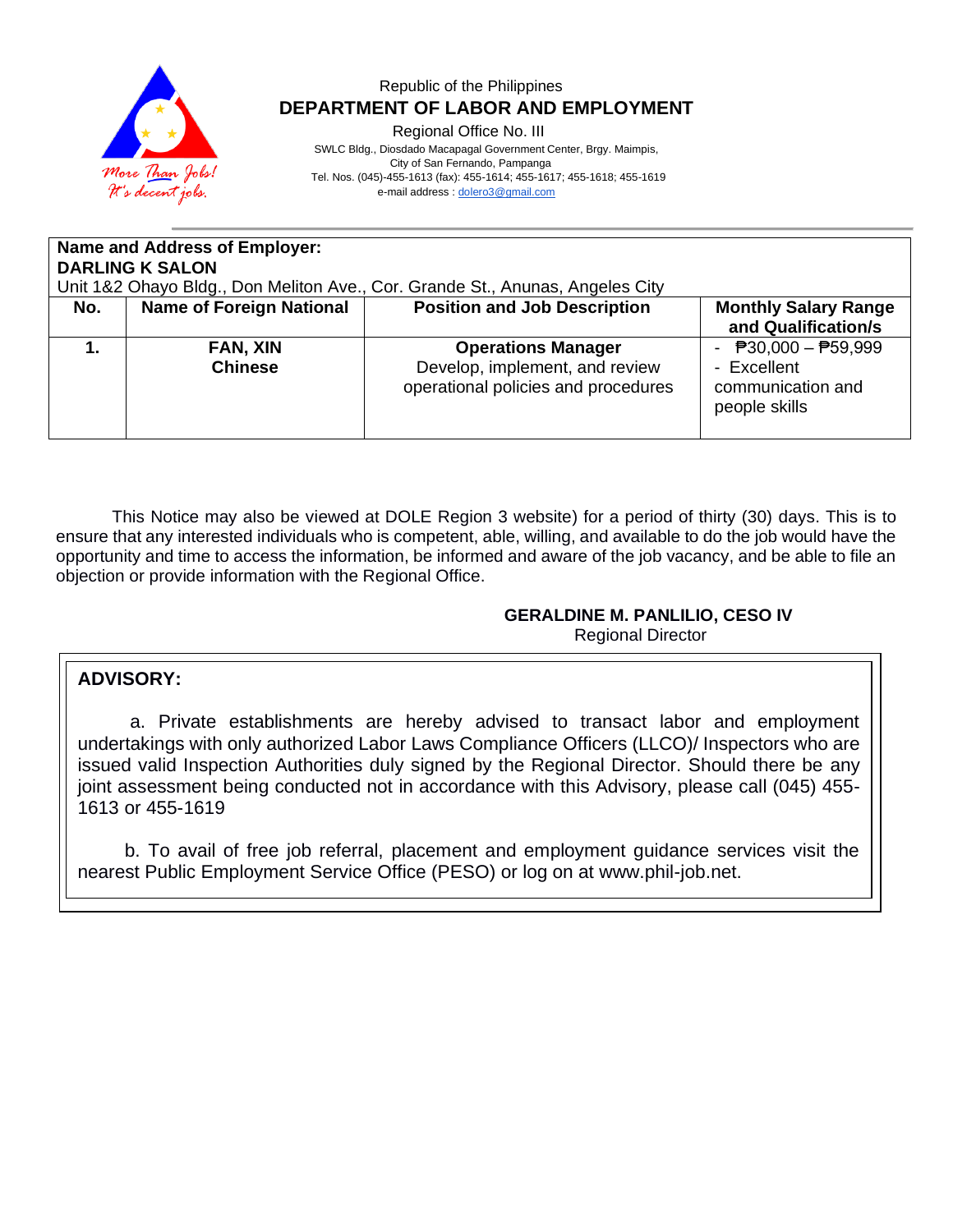Republic of the Philippines

**DEPARTMENT OF LABOR AND EMPLOYMENT**

Regional Office No. III

SWLC Bldg., Diosdado Macapagal Government Center, Brgy. Maimpis,
City of San Fernando, Pampanga
Tel. Nos. (045)-455-1613 (fax): 455-1614; 455-1617; 455-1618; 455-1619
e-mail address : dolero3@gmail.com

**Name and Address of Employer:**
**DARLING K SALON**
Unit 1&2 Ohayo Bldg., Don Meliton Ave., Cor. Grande St., Anunas, Angeles City

| No. | Name of Foreign National | Position and Job Description | Monthly Salary Range and Qualification/s |
|---|---|---|---|
| **1.** | **FAN, XIN**<br>**Chinese** | **Operations Manager**<br>Develop, implement, and review operational policies and procedures | - ₱30,000 – ₱59,999<br>- Excellent communication and people skills |

This Notice may also be viewed at DOLE Region 3 website) for a period of thirty (30) days. This is to ensure that any interested individuals who is competent, able, willing, and available to do the job would have the opportunity and time to access the information, be informed and aware of the job vacancy, and be able to file an objection or provide information with the Regional Office.

**GERALDINE M. PANLILIO, CESO IV**
Regional Director

**ADVISORY:**

a. Private establishments are hereby advised to transact labor and employment undertakings with only authorized Labor Laws Compliance Officers (LLCO)/ Inspectors who are issued valid Inspection Authorities duly signed by the Regional Director. Should there be any joint assessment being conducted not in accordance with this Advisory, please call (045) 455-1613 or 455-1619

b. To avail of free job referral, placement and employment guidance services visit the nearest Public Employment Service Office (PESO) or log on at www.phil-job.net.